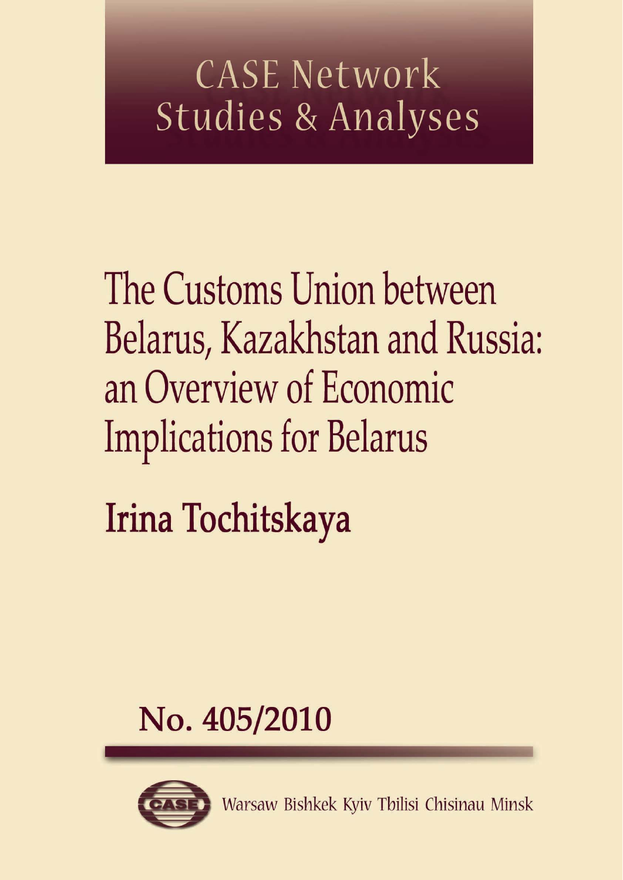CASE Network Studies & Analyses

# The Customs Union between Belarus, Kazakhstan and Russia: an Overview of Economic Implications for Belarus

## Irina Tochitskaya

No. 405/2010

Warsaw Bishkek Kyiv Tbilisi Chisinau Minsk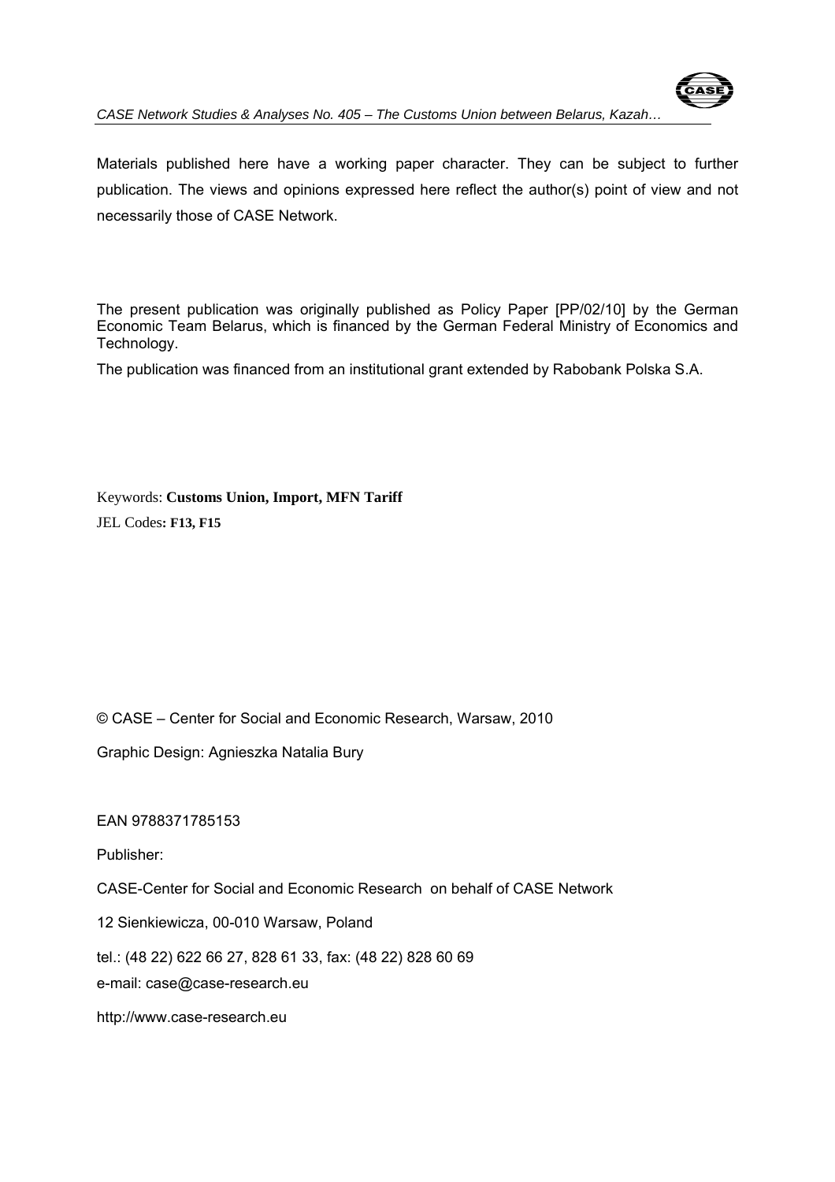Materials published here have a working paper character. They can be subject to further publication. The views and opinions expressed here reflect the author(s) point of view and not necessarily those of CASE Network.

The present publication was originally published as Policy Paper [PP/02/10] by the German Economic Team Belarus, which is financed by the German Federal Ministry of Economics and Technology.

The publication was financed from an institutional grant extended by Rabobank Polska S.A.

Keywords: **Customs Union, Import, MFN Tariff**

JEL Codes**: F13, F15**

© CASE – Center for Social and Economic Research, Warsaw, 2010

Graphic Design: Agnieszka Natalia Bury

EAN 9788371785153

Publisher:

CASE-Center for Social and Economic Research on behalf of CASE Network

12 Sienkiewicza, 00-010 Warsaw, Poland

tel.: (48 22) 622 66 27, 828 61 33, fax: (48 22) 828 60 69

e-mail: case@case-research.eu

http://www.case-research.eu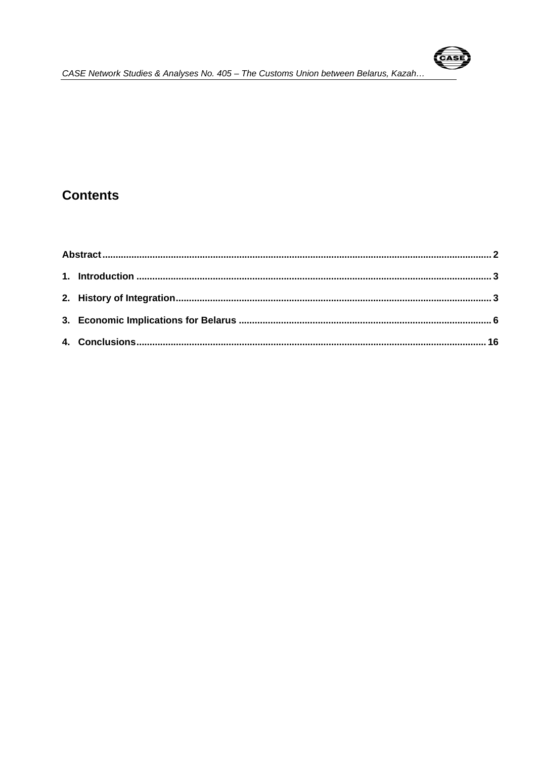# Contents

Abstract ........................................................................................................................................ 2

1. Introduction ............................................................................................................................ 3

2. History of Integration ............................................................................................................. 3

3. Economic Implications for Belarus ....................................................................................... 6

4. Conclusions .......................................................................................................................... 16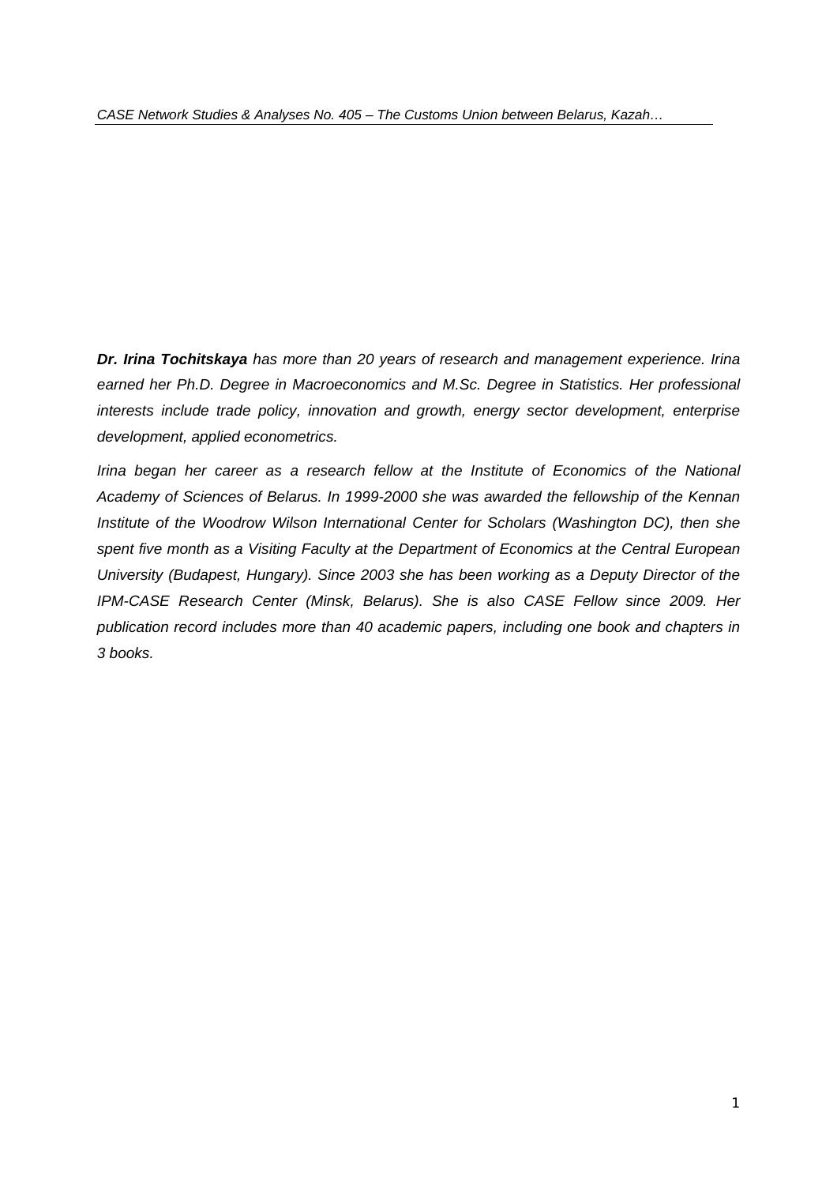***Dr. Irina Tochitskaya*** *has more than 20 years of research and management experience. Irina earned her Ph.D. Degree in Macroeconomics and M.Sc. Degree in Statistics. Her professional interests include trade policy, innovation and growth, energy sector development, enterprise development, applied econometrics.*

*Irina began her career as a research fellow at the Institute of Economics of the National Academy of Sciences of Belarus. In 1999-2000 she was awarded the fellowship of the Kennan Institute of the Woodrow Wilson International Center for Scholars (Washington DC), then she spent five month as a Visiting Faculty at the Department of Economics at the Central European University (Budapest, Hungary). Since 2003 she has been working as a Deputy Director of the IPM-CASE Research Center (Minsk, Belarus). She is also CASE Fellow since 2009. Her publication record includes more than 40 academic papers, including one book and chapters in 3 books.*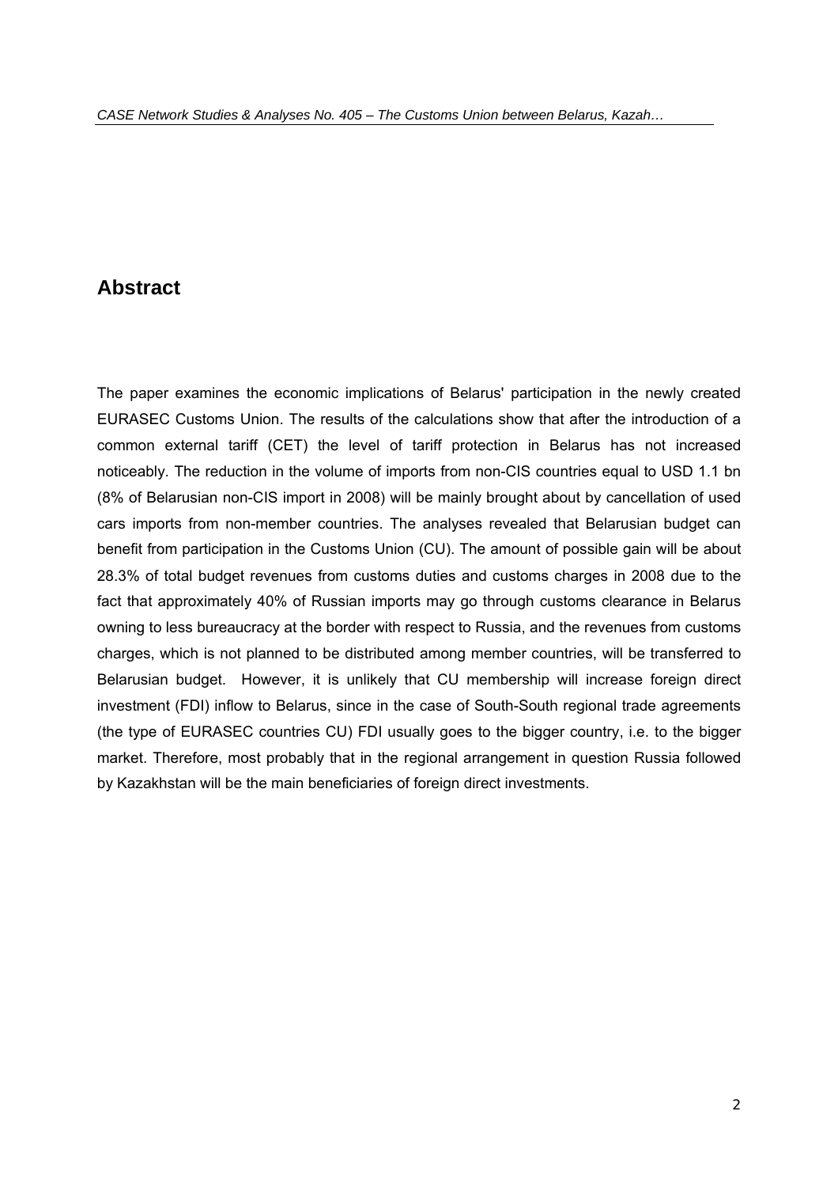## Abstract

The paper examines the economic implications of Belarus' participation in the newly created EURASEC Customs Union. The results of the calculations show that after the introduction of a common external tariff (CET) the level of tariff protection in Belarus has not increased noticeably. The reduction in the volume of imports from non-CIS countries equal to USD 1.1 bn (8% of Belarusian non-CIS import in 2008) will be mainly brought about by cancellation of used cars imports from non-member countries. The analyses revealed that Belarusian budget can benefit from participation in the Customs Union (CU). The amount of possible gain will be about 28.3% of total budget revenues from customs duties and customs charges in 2008 due to the fact that approximately 40% of Russian imports may go through customs clearance in Belarus owning to less bureaucracy at the border with respect to Russia, and the revenues from customs charges, which is not planned to be distributed among member countries, will be transferred to Belarusian budget. However, it is unlikely that CU membership will increase foreign direct investment (FDI) inflow to Belarus, since in the case of South-South regional trade agreements (the type of EURASEC countries CU) FDI usually goes to the bigger country, i.e. to the bigger market. Therefore, most probably that in the regional arrangement in question Russia followed by Kazakhstan will be the main beneficiaries of foreign direct investments.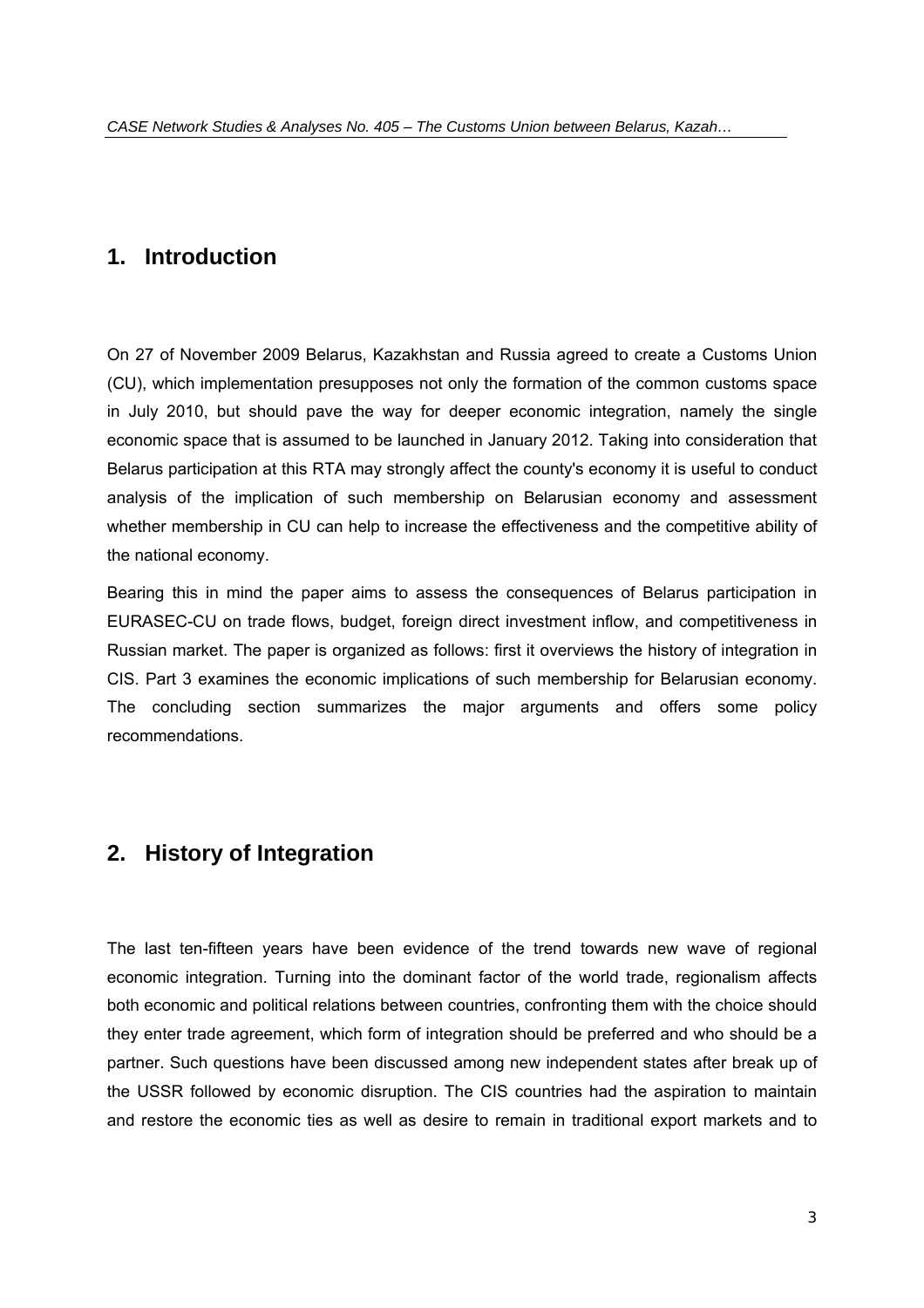## 1. Introduction

On 27 of November 2009 Belarus, Kazakhstan and Russia agreed to create a Customs Union (CU), which implementation presupposes not only the formation of the common customs space in July 2010, but should pave the way for deeper economic integration, namely the single economic space that is assumed to be launched in January 2012. Taking into consideration that Belarus participation at this RTA may strongly affect the county's economy it is useful to conduct analysis of the implication of such membership on Belarusian economy and assessment whether membership in CU can help to increase the effectiveness and the competitive ability of the national economy.

Bearing this in mind the paper aims to assess the consequences of Belarus participation in EURASEC-CU on trade flows, budget, foreign direct investment inflow, and competitiveness in Russian market. The paper is organized as follows: first it overviews the history of integration in CIS. Part 3 examines the economic implications of such membership for Belarusian economy. The concluding section summarizes the major arguments and offers some policy recommendations.

## 2. History of Integration

The last ten-fifteen years have been evidence of the trend towards new wave of regional economic integration. Turning into the dominant factor of the world trade, regionalism affects both economic and political relations between countries, confronting them with the choice should they enter trade agreement, which form of integration should be preferred and who should be a partner. Such questions have been discussed among new independent states after break up of the USSR followed by economic disruption. The CIS countries had the aspiration to maintain and restore the economic ties as well as desire to remain in traditional export markets and to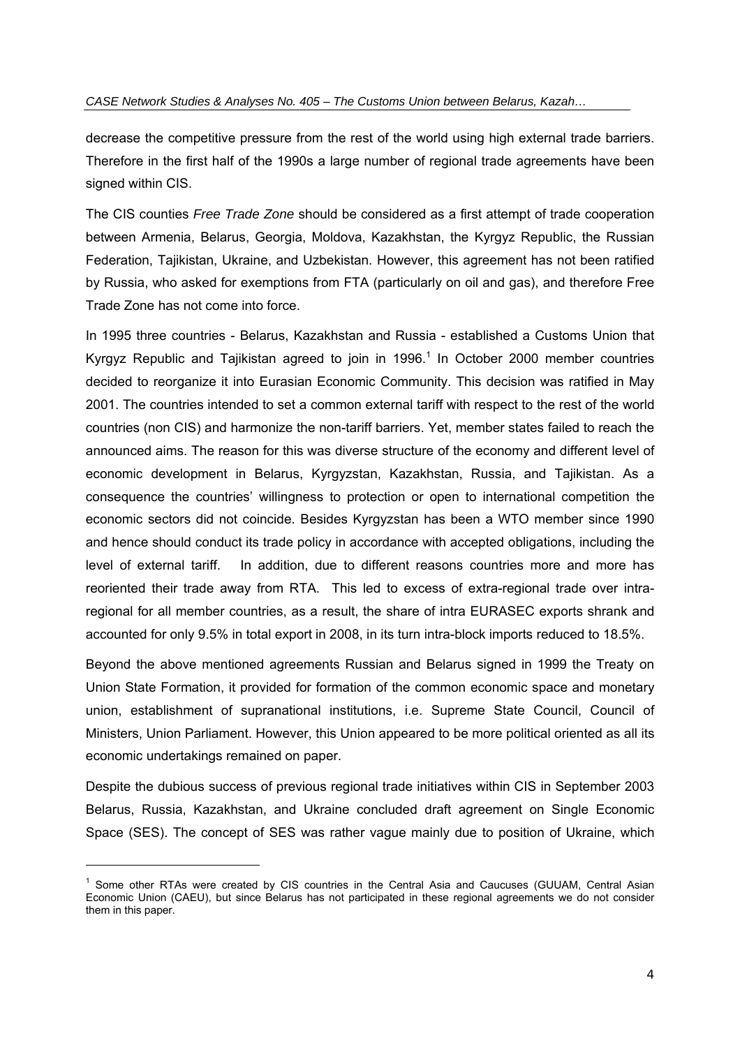decrease the competitive pressure from the rest of the world using high external trade barriers. Therefore in the first half of the 1990s a large number of regional trade agreements have been signed within CIS.

The CIS counties *Free Trade Zone* should be considered as a first attempt of trade cooperation between Armenia, Belarus, Georgia, Moldova, Kazakhstan, the Kyrgyz Republic, the Russian Federation, Tajikistan, Ukraine, and Uzbekistan. However, this agreement has not been ratified by Russia, who asked for exemptions from FTA (particularly on oil and gas), and therefore Free Trade Zone has not come into force.

In 1995 three countries - Belarus, Kazakhstan and Russia - established a Customs Union that Kyrgyz Republic and Tajikistan agreed to join in 1996.[1] In October 2000 member countries decided to reorganize it into Eurasian Economic Community. This decision was ratified in May 2001. The countries intended to set a common external tariff with respect to the rest of the world countries (non CIS) and harmonize the non-tariff barriers. Yet, member states failed to reach the announced aims. The reason for this was diverse structure of the economy and different level of economic development in Belarus, Kyrgyzstan, Kazakhstan, Russia, and Tajikistan. As a consequence the countries' willingness to protection or open to international competition the economic sectors did not coincide. Besides Kyrgyzstan has been a WTO member since 1990 and hence should conduct its trade policy in accordance with accepted obligations, including the level of external tariff. In addition, due to different reasons countries more and more has reoriented their trade away from RTA. This led to excess of extra-regional trade over intra-regional for all member countries, as a result, the share of intra EURASEC exports shrank and accounted for only 9.5% in total export in 2008, in its turn intra-block imports reduced to 18.5%.

Beyond the above mentioned agreements Russian and Belarus signed in 1999 the Treaty on Union State Formation, it provided for formation of the common economic space and monetary union, establishment of supranational institutions, i.e. Supreme State Council, Council of Ministers, Union Parliament. However, this Union appeared to be more political oriented as all its economic undertakings remained on paper.

Despite the dubious success of previous regional trade initiatives within CIS in September 2003 Belarus, Russia, Kazakhstan, and Ukraine concluded draft agreement on Single Economic Space (SES). The concept of SES was rather vague mainly due to position of Ukraine, which

[1] Some other RTAs were created by CIS countries in the Central Asia and Caucuses (GUUAM, Central Asian Economic Union (CAEU), but since Belarus has not participated in these regional agreements we do not consider them in this paper.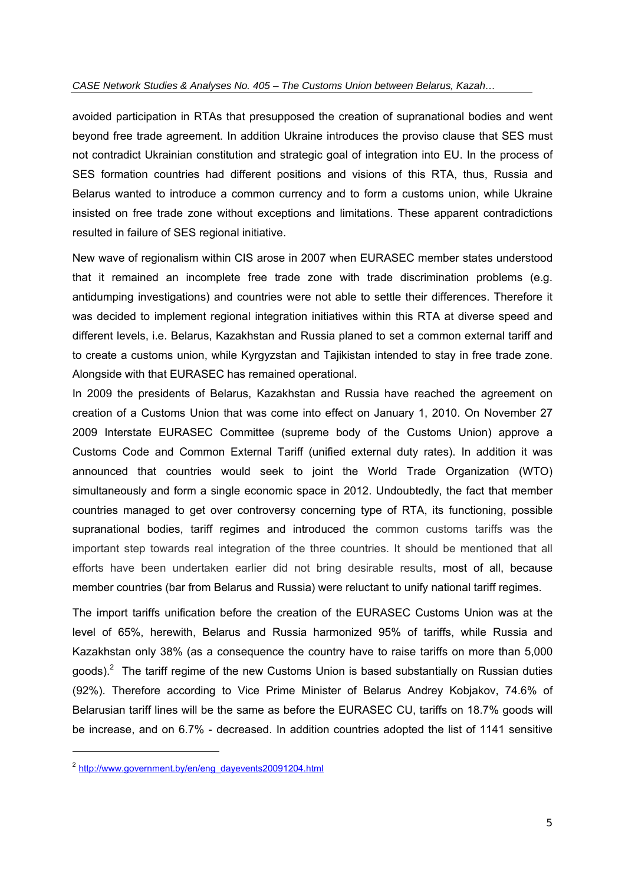avoided participation in RTAs that presupposed the creation of supranational bodies and went beyond free trade agreement. In addition Ukraine introduces the proviso clause that SES must not contradict Ukrainian constitution and strategic goal of integration into EU. In the process of SES formation countries had different positions and visions of this RTA, thus, Russia and Belarus wanted to introduce a common currency and to form a customs union, while Ukraine insisted on free trade zone without exceptions and limitations. These apparent contradictions resulted in failure of SES regional initiative.

New wave of regionalism within CIS arose in 2007 when EURASEC member states understood that it remained an incomplete free trade zone with trade discrimination problems (e.g. antidumping investigations) and countries were not able to settle their differences. Therefore it was decided to implement regional integration initiatives within this RTA at diverse speed and different levels, i.e. Belarus, Kazakhstan and Russia planed to set a common external tariff and to create a customs union, while Kyrgyzstan and Tajikistan intended to stay in free trade zone. Alongside with that EURASEC has remained operational.

In 2009 the presidents of Belarus, Kazakhstan and Russia have reached the agreement on creation of a Customs Union that was come into effect on January 1, 2010. On November 27 2009 Interstate EURASEC Committee (supreme body of the Customs Union) approve a Customs Code and Common External Tariff (unified external duty rates). In addition it was announced that countries would seek to joint the World Trade Organization (WTO) simultaneously and form a single economic space in 2012. Undoubtedly, the fact that member countries managed to get over controversy concerning type of RTA, its functioning, possible supranational bodies, tariff regimes and introduced the common customs tariffs was the important step towards real integration of the three countries. It should be mentioned that all efforts have been undertaken earlier did not bring desirable results, most of all, because member countries (bar from Belarus and Russia) were reluctant to unify national tariff regimes.

The import tariffs unification before the creation of the EURASEC Customs Union was at the level of 65%, herewith, Belarus and Russia harmonized 95% of tariffs, while Russia and Kazakhstan only 38% (as a consequence the country have to raise tariffs on more than 5,000 goods).[2] The tariff regime of the new Customs Union is based substantially on Russian duties (92%). Therefore according to Vice Prime Minister of Belarus Andrey Kobjakov, 74.6% of Belarusian tariff lines will be the same as before the EURASEC CU, tariffs on 18.7% goods will be increase, and on 6.7% - decreased. In addition countries adopted the list of 1141 sensitive

[2] http://www.government.by/en/eng_dayevents20091204.html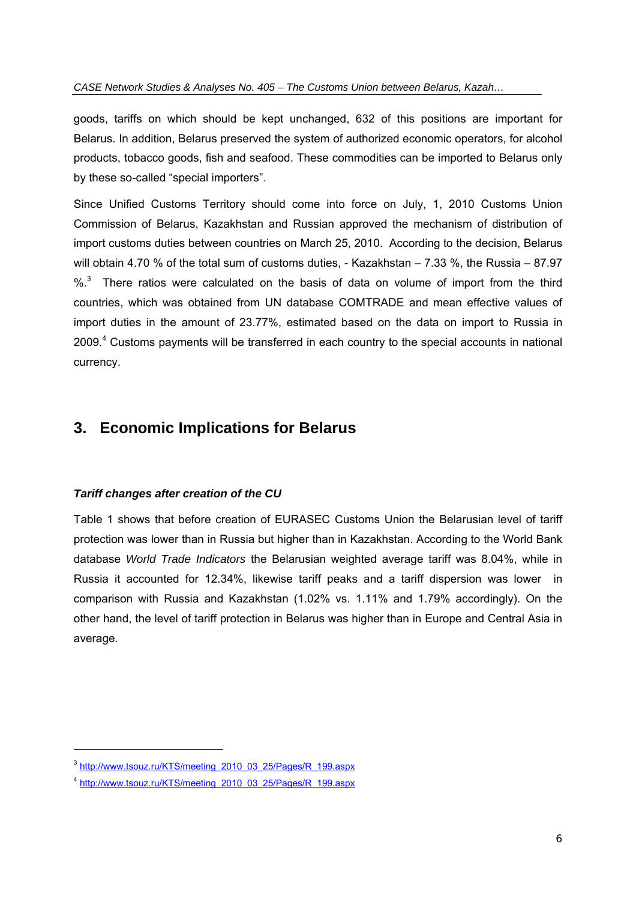goods, tariffs on which should be kept unchanged, 632 of this positions are important for Belarus. In addition, Belarus preserved the system of authorized economic operators, for alcohol products, tobacco goods, fish and seafood. These commodities can be imported to Belarus only by these so-called "special importers".

Since Unified Customs Territory should come into force on July, 1, 2010 Customs Union Commission of Belarus, Kazakhstan and Russian approved the mechanism of distribution of import customs duties between countries on March 25, 2010. According to the decision, Belarus will obtain 4.70 % of the total sum of customs duties, - Kazakhstan – 7.33 %, the Russia – 87.97 %.[3] There ratios were calculated on the basis of data on volume of import from the third countries, which was obtained from UN database COMTRADE and mean effective values of import duties in the amount of 23.77%, estimated based on the data on import to Russia in 2009.[4] Customs payments will be transferred in each country to the special accounts in national currency.

## 3. Economic Implications for Belarus

### *Tariff changes after creation of the CU*

Table 1 shows that before creation of EURASEC Customs Union the Belarusian level of tariff protection was lower than in Russia but higher than in Kazakhstan. According to the World Bank database *World Trade Indicators* the Belarusian weighted average tariff was 8.04%, while in Russia it accounted for 12.34%, likewise tariff peaks and a tariff dispersion was lower in comparison with Russia and Kazakhstan (1.02% vs. 1.11% and 1.79% accordingly). On the other hand, the level of tariff protection in Belarus was higher than in Europe and Central Asia in average.

---

[3] http://www.tsouz.ru/KTS/meeting_2010_03_25/Pages/R_199.aspx

[4] http://www.tsouz.ru/KTS/meeting_2010_03_25/Pages/R_199.aspx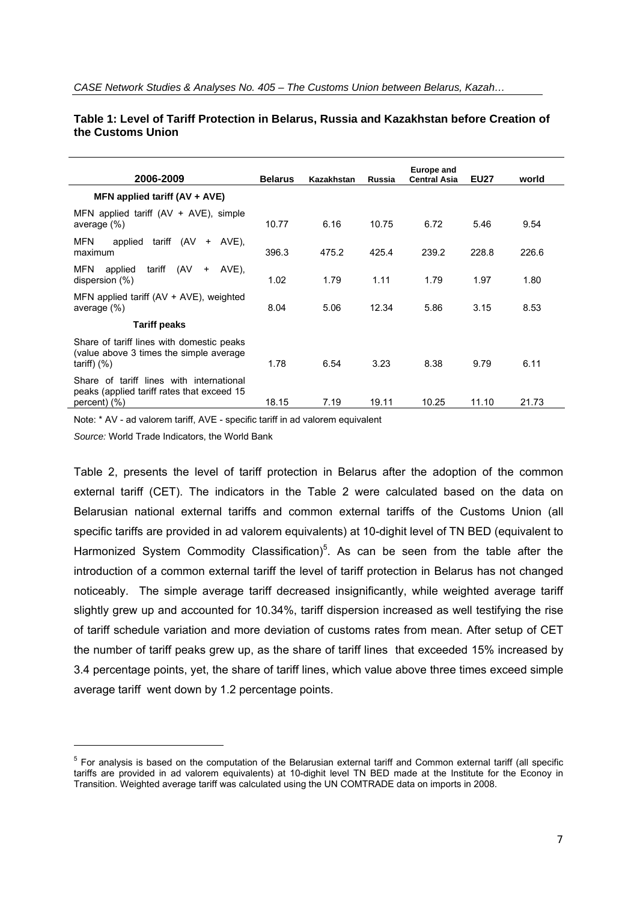**Table 1: Level of Tariff Protection in Belarus, Russia and Kazakhstan before Creation of the Customs Union**

| 2006-2009 | Belarus | Kazakhstan | Russia | Europe and Central Asia | EU27 | world |
|---|---|---|---|---|---|---|
| **MFN applied tariff (AV + AVE)** | | | | | | |
| MFN applied tariff (AV + AVE), simple average (%) | 10.77 | 6.16 | 10.75 | 6.72 | 5.46 | 9.54 |
| MFN applied tariff (AV + AVE), maximum | 396.3 | 475.2 | 425.4 | 239.2 | 228.8 | 226.6 |
| MFN applied tariff (AV + AVE), dispersion (%) | 1.02 | 1.79 | 1.11 | 1.79 | 1.97 | 1.80 |
| MFN applied tariff (AV + AVE), weighted average (%) | 8.04 | 5.06 | 12.34 | 5.86 | 3.15 | 8.53 |
| **Tariff peaks** | | | | | | |
| Share of tariff lines with domestic peaks (value above 3 times the simple average tariff) (%) | 1.78 | 6.54 | 3.23 | 8.38 | 9.79 | 6.11 |
| Share of tariff lines with international peaks (applied tariff rates that exceed 15 percent) (%) | 18.15 | 7.19 | 19.11 | 10.25 | 11.10 | 21.73 |

Note: * AV - ad valorem tariff, AVE - specific tariff in ad valorem equivalent

*Source:* World Trade Indicators, the World Bank

Table 2, presents the level of tariff protection in Belarus after the adoption of the common external tariff (CET). The indicators in the Table 2 were calculated based on the data on Belarusian national external tariffs and common external tariffs of the Customs Union (all specific tariffs are provided in ad valorem equivalents) at 10-dighit level of TN BED (equivalent to Harmonized System Commodity Classification)[5]. As can be seen from the table after the introduction of a common external tariff the level of tariff protection in Belarus has not changed noticeably. The simple average tariff decreased insignificantly, while weighted average tariff slightly grew up and accounted for 10.34%, tariff dispersion increased as well testifying the rise of tariff schedule variation and more deviation of customs rates from mean. After setup of CET the number of tariff peaks grew up, as the share of tariff lines that exceeded 15% increased by 3.4 percentage points, yet, the share of tariff lines, which value above three times exceed simple average tariff went down by 1.2 percentage points.

[5] For analysis is based on the computation of the Belarusian external tariff and Common external tariff (all specific tariffs are provided in ad valorem equivalents) at 10-dighit level TN BED made at the Institute for the Econoy in Transition. Weighted average tariff was calculated using the UN COMTRADE data on imports in 2008.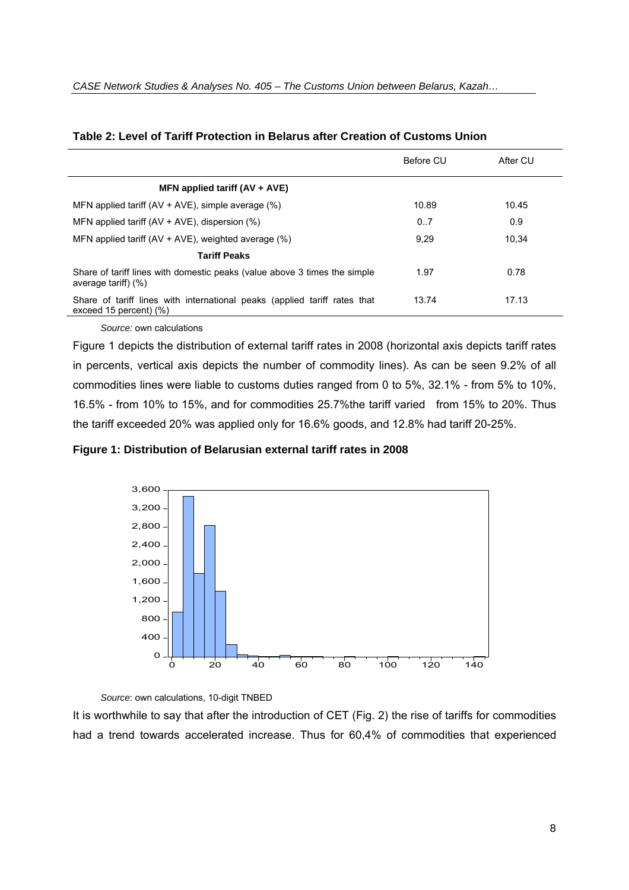**Table 2: Level of Tariff Protection in Belarus after Creation of Customs Union**

| | Before CU | After CU |
|---|---|---|
| **MFN applied tariff (AV + AVE)** | | |
| MFN applied tariff (AV + AVE), simple average (%) | 10.89 | 10.45 |
| MFN applied tariff (AV + AVE), dispersion (%) | 0..7 | 0.9 |
| MFN applied tariff (AV + AVE), weighted average (%) | 9,29 | 10,34 |
| **Tariff Peaks** | | |
| Share of tariff lines with domestic peaks (value above 3 times the simple average tariff) (%) | 1.97 | 0.78 |
| Share of tariff lines with international peaks (applied tariff rates that exceed 15 percent) (%) | 13.74 | 17.13 |

*Source:* own calculations

Figure 1 depicts the distribution of external tariff rates in 2008 (horizontal axis depicts tariff rates in percents, vertical axis depicts the number of commodity lines). As can be seen 9.2% of all commodities lines were liable to customs duties ranged from 0 to 5%, 32.1% - from 5% to 10%, 16.5% - from 10% to 15%, and for commodities 25.7%the tariff varied from 15% to 20%. Thus the tariff exceeded 20% was applied only for 16.6% goods, and 12.8% had tariff 20-25%.

**Figure 1: Distribution of Belarusian external tariff rates in 2008**

*Source*: own calculations, 10-digit TNBED

It is worthwhile to say that after the introduction of CET (Fig. 2) the rise of tariffs for commodities had a trend towards accelerated increase. Thus for 60,4% of commodities that experienced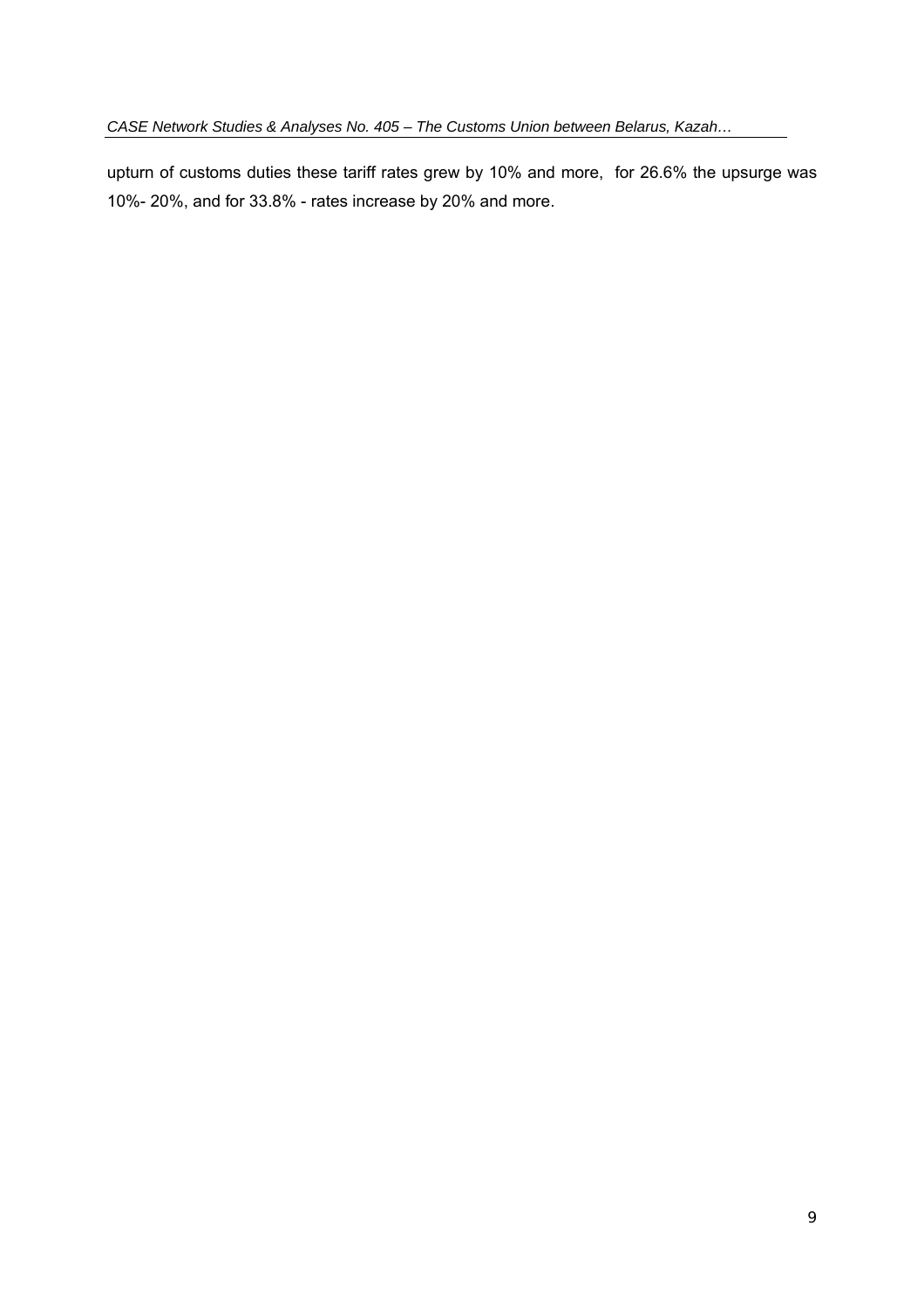upturn of customs duties these tariff rates grew by 10% and more, for 26.6% the upsurge was 10%- 20%, and for 33.8% - rates increase by 20% and more.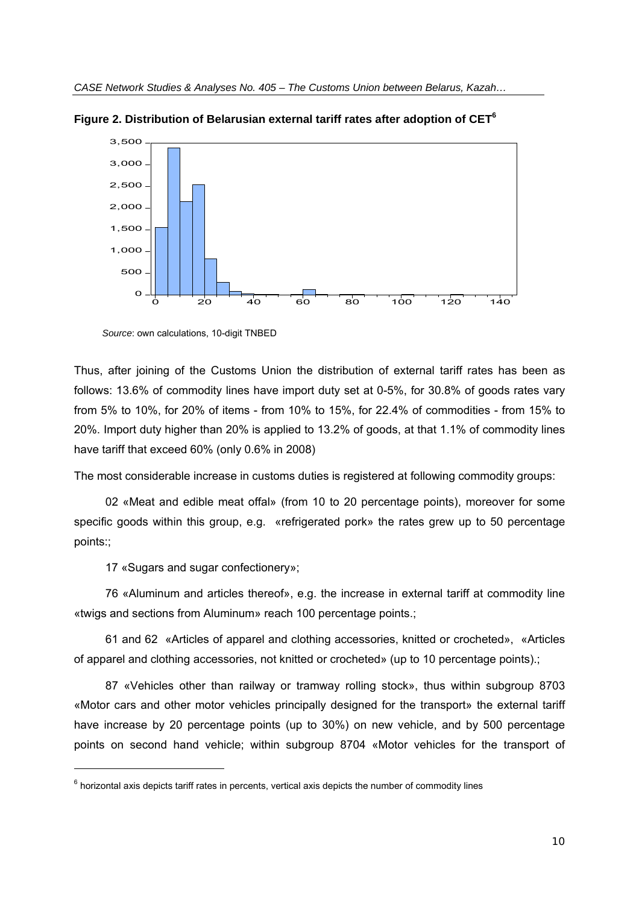**Figure 2. Distribution of Belarusian external tariff rates after adoption of CET[6]**

*Source*: own calculations, 10-digit TNBED

Thus, after joining of the Customs Union the distribution of external tariff rates has been as follows: 13.6% of commodity lines have import duty set at 0-5%, for 30.8% of goods rates vary from 5% to 10%, for 20% of items - from 10% to 15%, for 22.4% of commodities - from 15% to 20%. Import duty higher than 20% is applied to 13.2% of goods, at that 1.1% of commodity lines have tariff that exceed 60% (only 0.6% in 2008)

The most considerable increase in customs duties is registered at following commodity groups:

02 «Meat and edible meat offal» (from 10 to 20 percentage points), moreover for some specific goods within this group, e.g. «refrigerated pork» the rates grew up to 50 percentage points:;

17 «Sugars and sugar confectionery»;

76 «Aluminum and articles thereof», e.g. the increase in external tariff at commodity line «twigs and sections from Aluminum» reach 100 percentage points.;

61 and 62 «Articles of apparel and clothing accessories, knitted or crocheted», «Articles of apparel and clothing accessories, not knitted or crocheted» (up to 10 percentage points).;

87 «Vehicles other than railway or tramway rolling stock», thus within subgroup 8703 «Motor cars and other motor vehicles principally designed for the transport» the external tariff have increase by 20 percentage points (up to 30%) on new vehicle, and by 500 percentage points on second hand vehicle; within subgroup 8704 «Motor vehicles for the transport of

[6] horizontal axis depicts tariff rates in percents, vertical axis depicts the number of commodity lines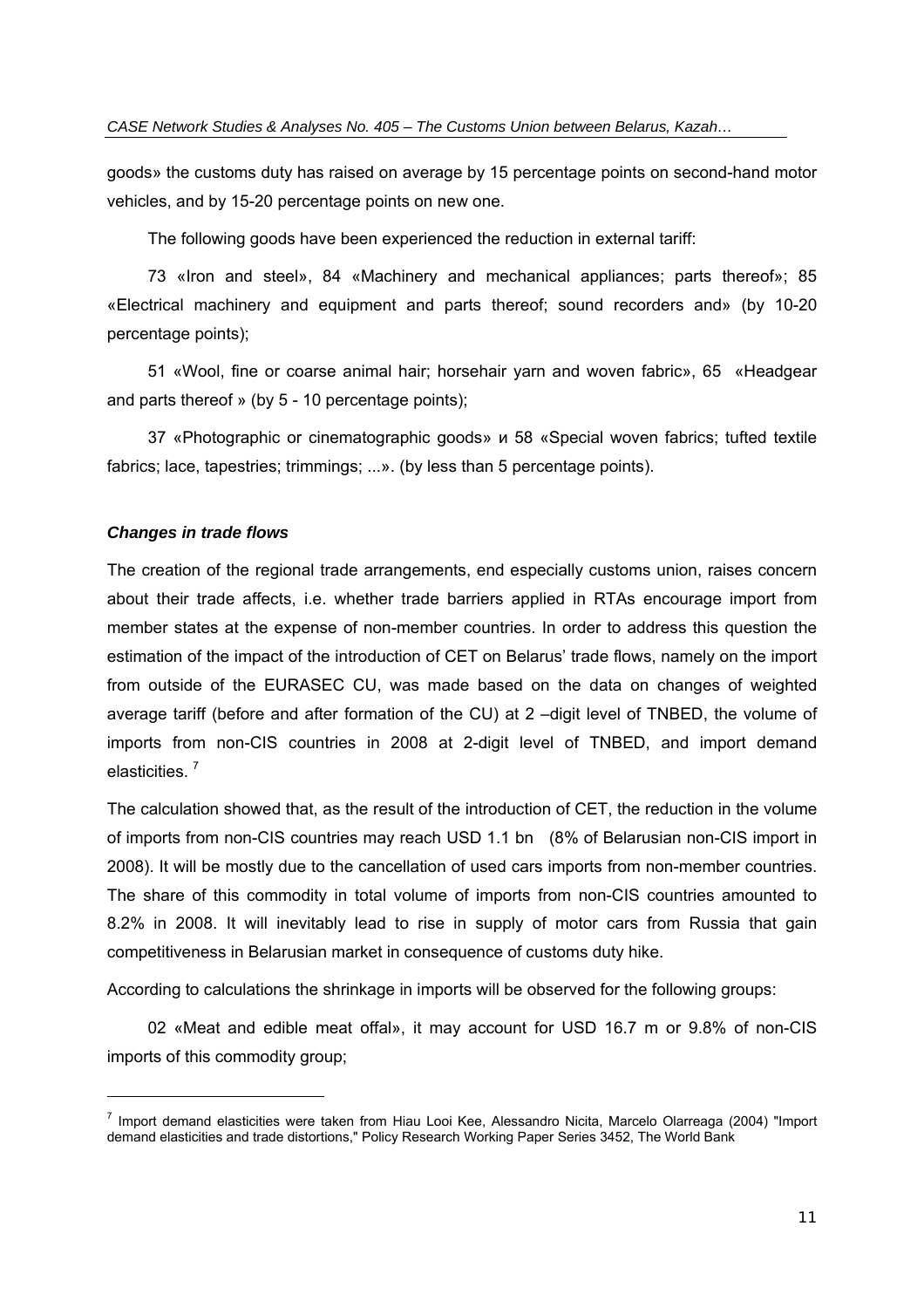goods» the customs duty has raised on average by 15 percentage points on second-hand motor vehicles, and by 15-20 percentage points on new one.

The following goods have been experienced the reduction in external tariff:

73 «Iron and steel», 84 «Machinery and mechanical appliances; parts thereof»; 85 «Electrical machinery and equipment and parts thereof; sound recorders and» (by 10-20 percentage points);

51 «Wool, fine or coarse animal hair; horsehair yarn and woven fabric», 65 «Headgear and parts thereof » (by 5 - 10 percentage points);

37 «Photographic or cinematographic goods» и 58 «Special woven fabrics; tufted textile fabrics; lace, tapestries; trimmings; ...». (by less than 5 percentage points).

### *Changes in trade flows*

The creation of the regional trade arrangements, end especially customs union, raises concern about their trade affects, i.e. whether trade barriers applied in RTAs encourage import from member states at the expense of non-member countries. In order to address this question the estimation of the impact of the introduction of CET on Belarus' trade flows, namely on the import from outside of the EURASEC CU, was made based on the data on changes of weighted average tariff (before and after formation of the CU) at 2 –digit level of TNBED, the volume of imports from non-CIS countries in 2008 at 2-digit level of TNBED, and import demand elasticities. [7]

The calculation showed that, as the result of the introduction of CET, the reduction in the volume of imports from non-CIS countries may reach USD 1.1 bn (8% of Belarusian non-CIS import in 2008). It will be mostly due to the cancellation of used cars imports from non-member countries. The share of this commodity in total volume of imports from non-CIS countries amounted to 8.2% in 2008. It will inevitably lead to rise in supply of motor cars from Russia that gain competitiveness in Belarusian market in consequence of customs duty hike.

According to calculations the shrinkage in imports will be observed for the following groups:

02 «Meat and edible meat offal», it may account for USD 16.7 m or 9.8% of non-CIS imports of this commodity group;

[7] Import demand elasticities were taken from Hiau Looi Kee, Alessandro Nicita, Marcelo Olarreaga (2004) "Import demand elasticities and trade distortions," Policy Research Working Paper Series 3452, The World Bank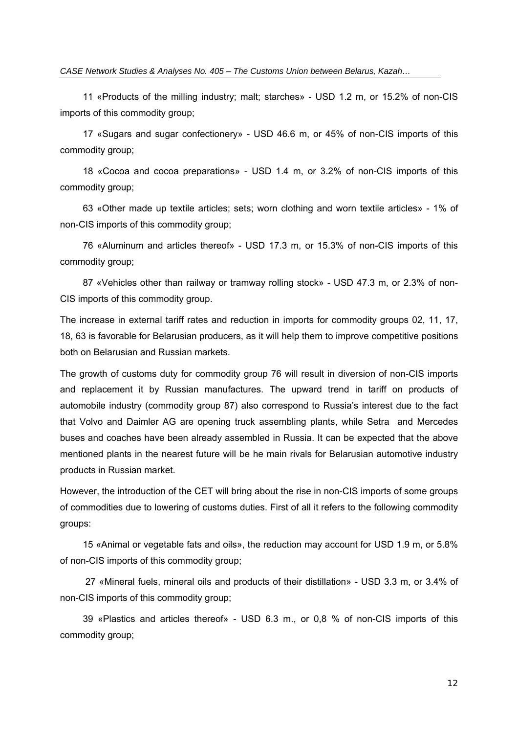11 «Products of the milling industry; malt; starches» - USD 1.2 m, or 15.2% of non-CIS imports of this commodity group;

17 «Sugars and sugar confectionery» - USD 46.6 m, or 45% of non-CIS imports of this commodity group;

18 «Cocoa and cocoa preparations» - USD 1.4 m, or 3.2% of non-CIS imports of this commodity group;

63 «Other made up textile articles; sets; worn clothing and worn textile articles» - 1% of non-CIS imports of this commodity group;

76 «Aluminum and articles thereof» - USD 17.3 m, or 15.3% of non-CIS imports of this commodity group;

87 «Vehicles other than railway or tramway rolling stock» - USD 47.3 m, or 2.3% of non-CIS imports of this commodity group.

The increase in external tariff rates and reduction in imports for commodity groups 02, 11, 17, 18, 63 is favorable for Belarusian producers, as it will help them to improve competitive positions both on Belarusian and Russian markets.

The growth of customs duty for commodity group 76 will result in diversion of non-CIS imports and replacement it by Russian manufactures. The upward trend in tariff on products of automobile industry (commodity group 87) also correspond to Russia's interest due to the fact that Volvo and Daimler AG are opening truck assembling plants, while Setra and Mercedes buses and coaches have been already assembled in Russia. It can be expected that the above mentioned plants in the nearest future will be he main rivals for Belarusian automotive industry products in Russian market.

However, the introduction of the CET will bring about the rise in non-CIS imports of some groups of commodities due to lowering of customs duties. First of all it refers to the following commodity groups:

15 «Animal or vegetable fats and oils», the reduction may account for USD 1.9 m, or 5.8% of non-CIS imports of this commodity group;

27 «Mineral fuels, mineral oils and products of their distillation» - USD 3.3 m, or 3.4% of non-CIS imports of this commodity group;

39 «Plastics and articles thereof» - USD 6.3 m., or 0,8 % of non-CIS imports of this commodity group;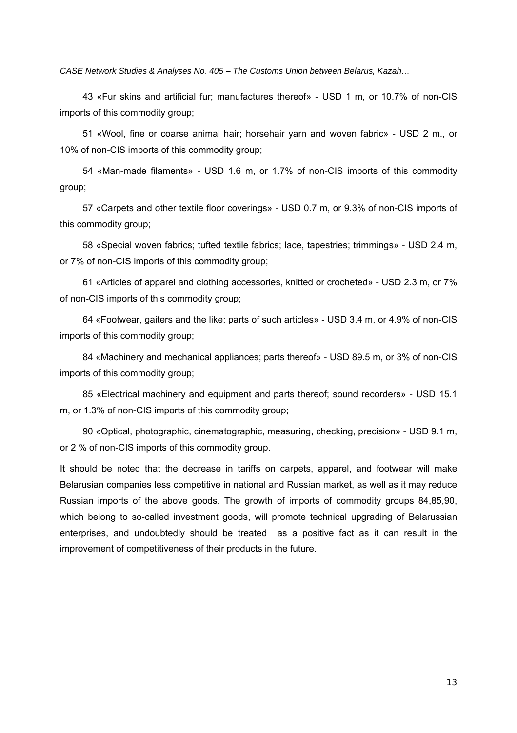43 «Fur skins and artificial fur; manufactures thereof» - USD 1 m, or 10.7% of non-CIS imports of this commodity group;

51 «Wool, fine or coarse animal hair; horsehair yarn and woven fabric» - USD 2 m., or 10% of non-CIS imports of this commodity group;

54 «Man-made filaments» - USD 1.6 m, or 1.7% of non-CIS imports of this commodity group;

57 «Carpets and other textile floor coverings» - USD 0.7 m, or 9.3% of non-CIS imports of this commodity group;

58 «Special woven fabrics; tufted textile fabrics; lace, tapestries; trimmings» - USD 2.4 m, or 7% of non-CIS imports of this commodity group;

61 «Articles of apparel and clothing accessories, knitted or crocheted» - USD 2.3 m, or 7% of non-CIS imports of this commodity group;

64 «Footwear, gaiters and the like; parts of such articles» - USD 3.4 m, or 4.9% of non-CIS imports of this commodity group;

84 «Machinery and mechanical appliances; parts thereof» - USD 89.5 m, or 3% of non-CIS imports of this commodity group;

85 «Electrical machinery and equipment and parts thereof; sound recorders» - USD 15.1 m, or 1.3% of non-CIS imports of this commodity group;

90 «Optical, photographic, cinematographic, measuring, checking, precision» - USD 9.1 m, or 2 % of non-CIS imports of this commodity group.

It should be noted that the decrease in tariffs on carpets, apparel, and footwear will make Belarusian companies less competitive in national and Russian market, as well as it may reduce Russian imports of the above goods. The growth of imports of commodity groups 84,85,90, which belong to so-called investment goods, will promote technical upgrading of Belarussian enterprises, and undoubtedly should be treated as a positive fact as it can result in the improvement of competitiveness of their products in the future.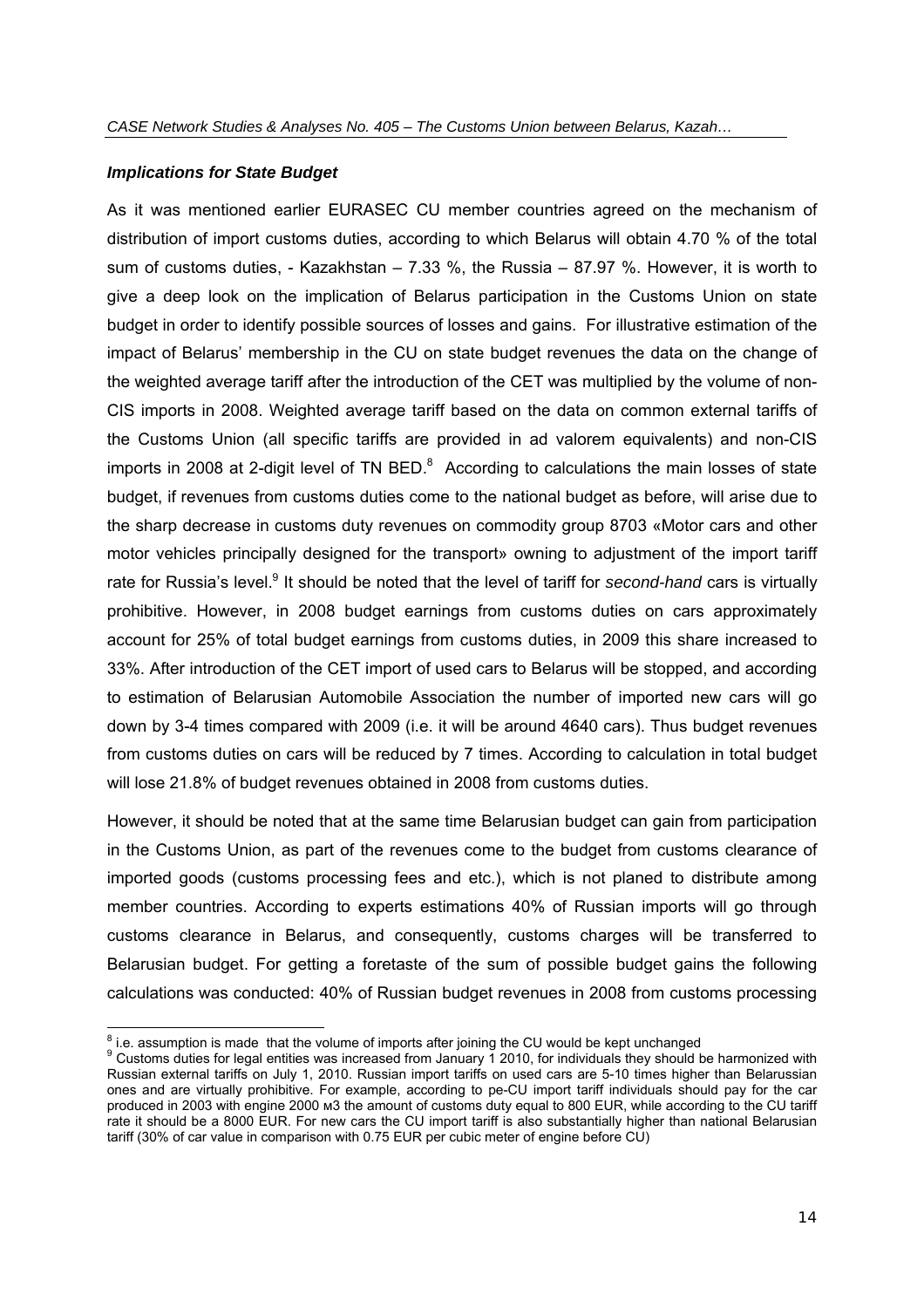### *Implications for State Budget*

As it was mentioned earlier EURASEC CU member countries agreed on the mechanism of distribution of import customs duties, according to which Belarus will obtain 4.70 % of the total sum of customs duties, - Kazakhstan – 7.33 %, the Russia – 87.97 %. However, it is worth to give a deep look on the implication of Belarus participation in the Customs Union on state budget in order to identify possible sources of losses and gains. For illustrative estimation of the impact of Belarus' membership in the CU on state budget revenues the data on the change of the weighted average tariff after the introduction of the CET was multiplied by the volume of non-CIS imports in 2008. Weighted average tariff based on the data on common external tariffs of the Customs Union (all specific tariffs are provided in ad valorem equivalents) and non-CIS imports in 2008 at 2-digit level of TN BED.[8] According to calculations the main losses of state budget, if revenues from customs duties come to the national budget as before, will arise due to the sharp decrease in customs duty revenues on commodity group 8703 «Motor cars and other motor vehicles principally designed for the transport» owning to adjustment of the import tariff rate for Russia's level.[9] It should be noted that the level of tariff for *second-hand* cars is virtually prohibitive. However, in 2008 budget earnings from customs duties on cars approximately account for 25% of total budget earnings from customs duties, in 2009 this share increased to 33%. After introduction of the CET import of used cars to Belarus will be stopped, and according to estimation of Belarusian Automobile Association the number of imported new cars will go down by 3-4 times compared with 2009 (i.e. it will be around 4640 cars). Thus budget revenues from customs duties on cars will be reduced by 7 times. According to calculation in total budget will lose 21.8% of budget revenues obtained in 2008 from customs duties.

However, it should be noted that at the same time Belarusian budget can gain from participation in the Customs Union, as part of the revenues come to the budget from customs clearance of imported goods (customs processing fees and etc.), which is not planed to distribute among member countries. According to experts estimations 40% of Russian imports will go through customs clearance in Belarus, and consequently, customs charges will be transferred to Belarusian budget. For getting a foretaste of the sum of possible budget gains the following calculations was conducted: 40% of Russian budget revenues in 2008 from customs processing

---

[8] i.e. assumption is made that the volume of imports after joining the CU would be kept unchanged

[9] Customs duties for legal entities was increased from January 1 2010, for individuals they should be harmonized with Russian external tariffs on July 1, 2010. Russian import tariffs on used cars are 5-10 times higher than Belarussian ones and are virtually prohibitive. For example, according to pe-CU import tariff individuals should pay for the car produced in 2003 with engine 2000 м3 the amount of customs duty equal to 800 EUR, while according to the CU tariff rate it should be a 8000 EUR. For new cars the CU import tariff is also substantially higher than national Belarusian tariff (30% of car value in comparison with 0.75 EUR per cubic meter of engine before CU)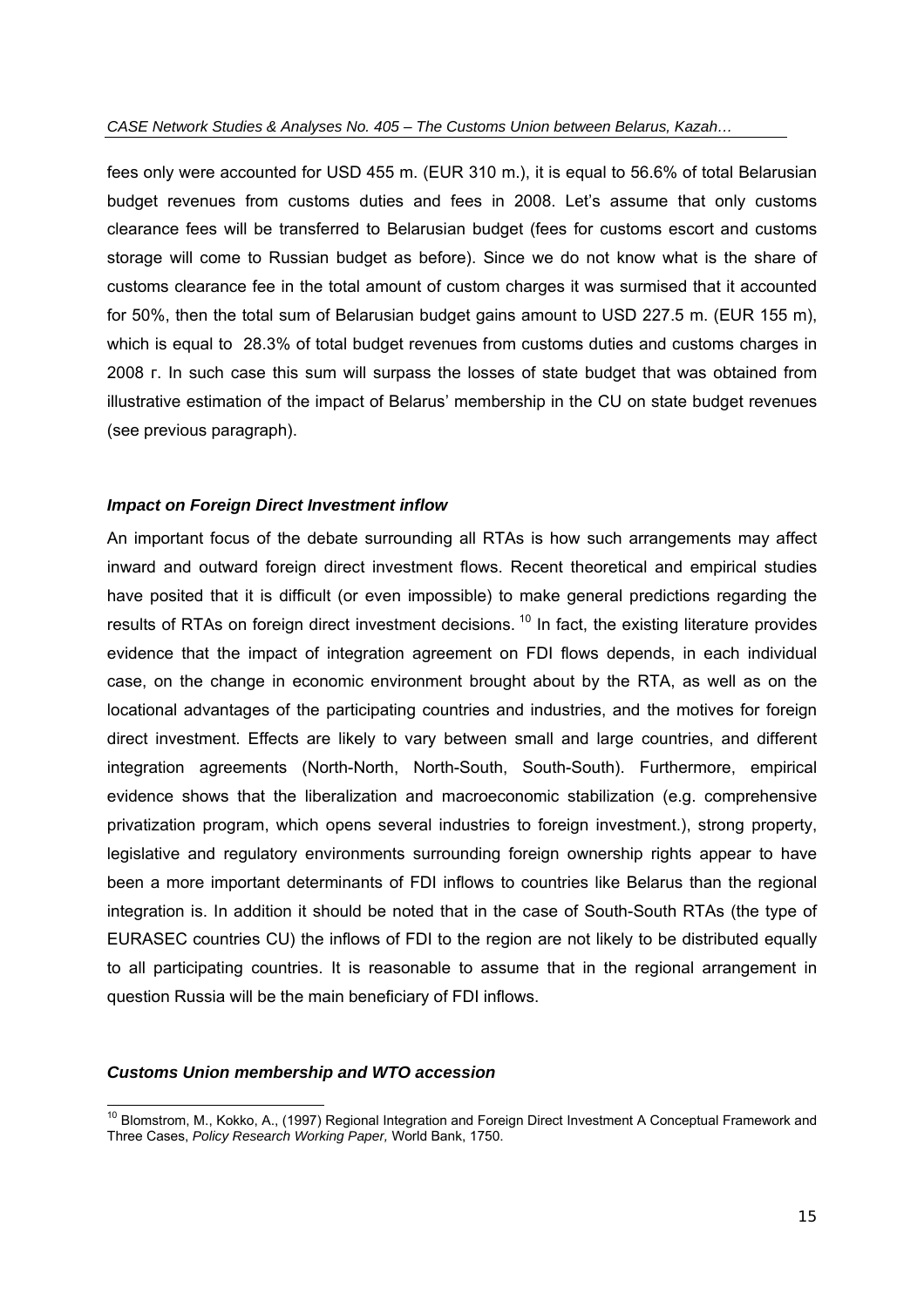fees only were accounted for USD 455 m. (EUR 310 m.), it is equal to 56.6% of total Belarusian budget revenues from customs duties and fees in 2008. Let's assume that only customs clearance fees will be transferred to Belarusian budget (fees for customs escort and customs storage will come to Russian budget as before). Since we do not know what is the share of customs clearance fee in the total amount of custom charges it was surmised that it accounted for 50%, then the total sum of Belarusian budget gains amount to USD 227.5 m. (EUR 155 m), which is equal to 28.3% of total budget revenues from customs duties and customs charges in 2008 г. In such case this sum will surpass the losses of state budget that was obtained from illustrative estimation of the impact of Belarus' membership in the CU on state budget revenues (see previous paragraph).

***Impact on Foreign Direct Investment inflow***

An important focus of the debate surrounding all RTAs is how such arrangements may affect inward and outward foreign direct investment flows. Recent theoretical and empirical studies have posited that it is difficult (or even impossible) to make general predictions regarding the results of RTAs on foreign direct investment decisions. [10] In fact, the existing literature provides evidence that the impact of integration agreement on FDI flows depends, in each individual case, on the change in economic environment brought about by the RTA, as well as on the locational advantages of the participating countries and industries, and the motives for foreign direct investment. Effects are likely to vary between small and large countries, and different integration agreements (North-North, North-South, South-South). Furthermore, empirical evidence shows that the liberalization and macroeconomic stabilization (e.g. comprehensive privatization program, which opens several industries to foreign investment.), strong property, legislative and regulatory environments surrounding foreign ownership rights appear to have been a more important determinants of FDI inflows to countries like Belarus than the regional integration is. In addition it should be noted that in the case of South-South RTAs (the type of EURASEC countries CU) the inflows of FDI to the region are not likely to be distributed equally to all participating countries. It is reasonable to assume that in the regional arrangement in question Russia will be the main beneficiary of FDI inflows.

***Customs Union membership and WTO accession***

[10] Blomstrom, M., Kokko, A., (1997) Regional Integration and Foreign Direct Investment A Conceptual Framework and Three Cases, *Policy Research Working Paper,* World Bank, 1750.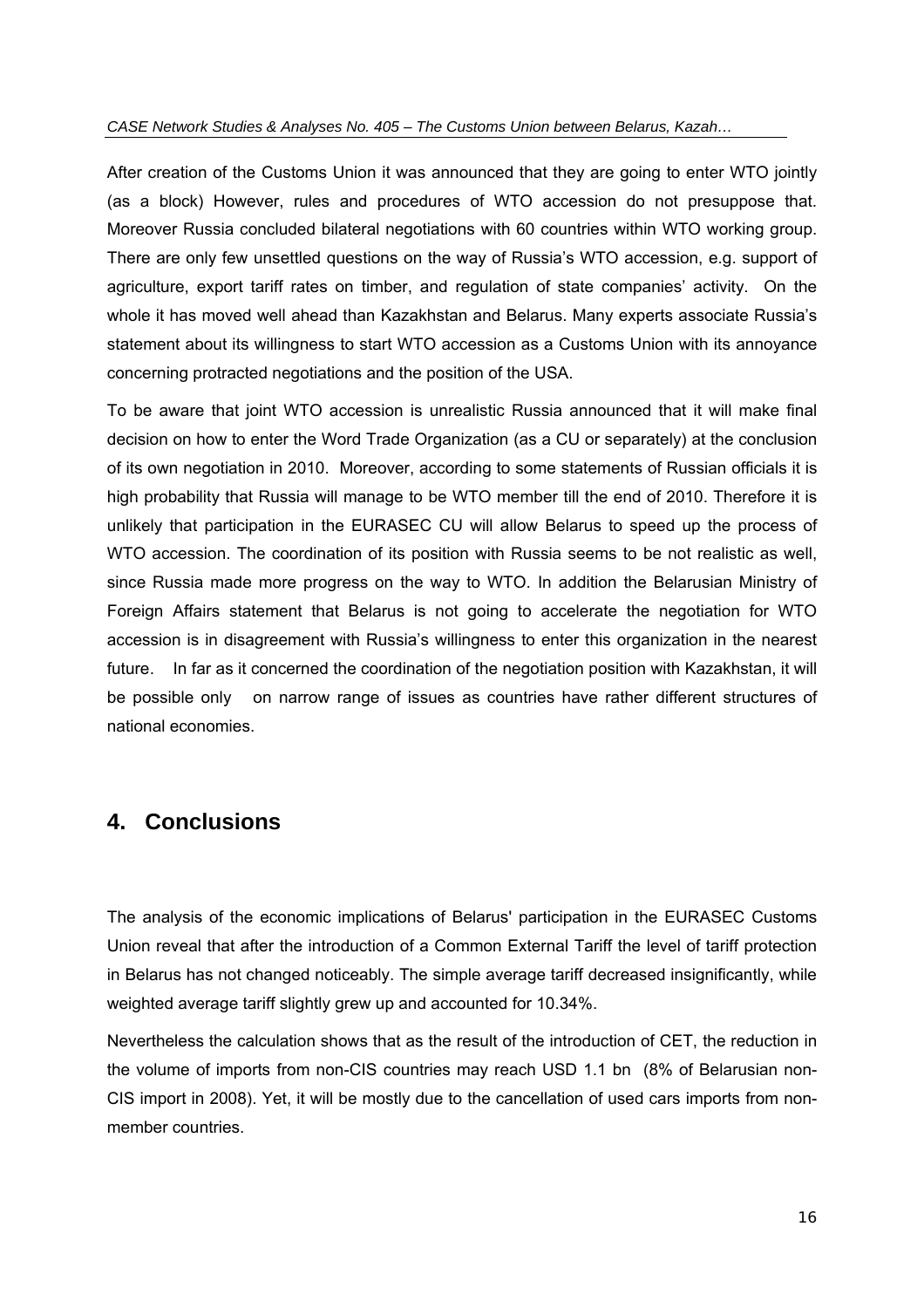After creation of the Customs Union it was announced that they are going to enter WTO jointly (as a block) However, rules and procedures of WTO accession do not presuppose that. Moreover Russia concluded bilateral negotiations with 60 countries within WTO working group. There are only few unsettled questions on the way of Russia's WTO accession, e.g. support of agriculture, export tariff rates on timber, and regulation of state companies' activity. On the whole it has moved well ahead than Kazakhstan and Belarus. Many experts associate Russia's statement about its willingness to start WTO accession as a Customs Union with its annoyance concerning protracted negotiations and the position of the USA.

To be aware that joint WTO accession is unrealistic Russia announced that it will make final decision on how to enter the Word Trade Organization (as a CU or separately) at the conclusion of its own negotiation in 2010. Moreover, according to some statements of Russian officials it is high probability that Russia will manage to be WTO member till the end of 2010. Therefore it is unlikely that participation in the EURASEC CU will allow Belarus to speed up the process of WTO accession. The coordination of its position with Russia seems to be not realistic as well, since Russia made more progress on the way to WTO. In addition the Belarusian Ministry of Foreign Affairs statement that Belarus is not going to accelerate the negotiation for WTO accession is in disagreement with Russia's willingness to enter this organization in the nearest future. In far as it concerned the coordination of the negotiation position with Kazakhstan, it will be possible only on narrow range of issues as countries have rather different structures of national economies.

## 4. Conclusions

The analysis of the economic implications of Belarus' participation in the EURASEC Customs Union reveal that after the introduction of a Common External Tariff the level of tariff protection in Belarus has not changed noticeably. The simple average tariff decreased insignificantly, while weighted average tariff slightly grew up and accounted for 10.34%.

Nevertheless the calculation shows that as the result of the introduction of CET, the reduction in the volume of imports from non-CIS countries may reach USD 1.1 bn (8% of Belarusian non-CIS import in 2008). Yet, it will be mostly due to the cancellation of used cars imports from non-member countries.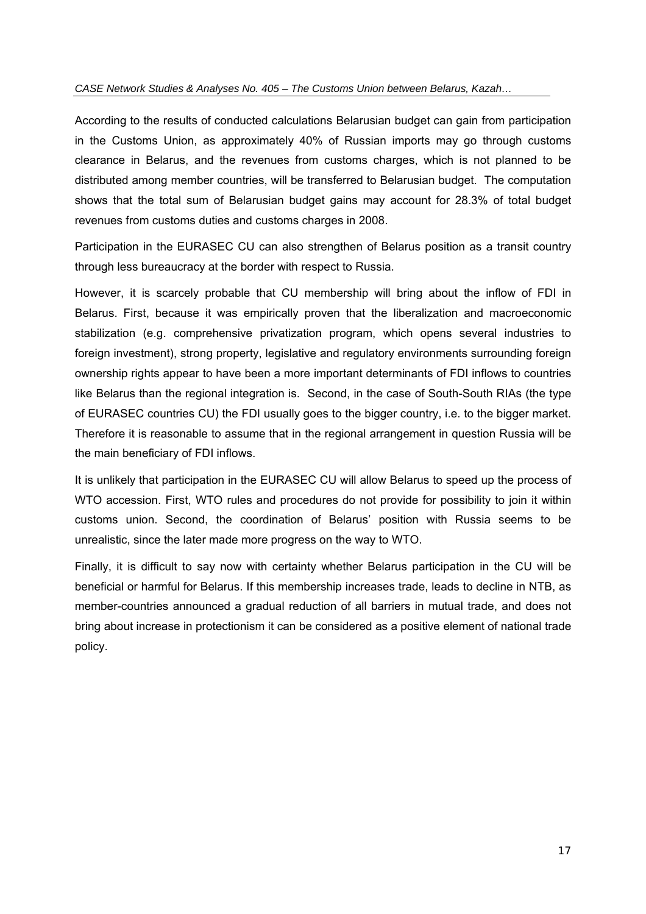According to the results of conducted calculations Belarusian budget can gain from participation in the Customs Union, as approximately 40% of Russian imports may go through customs clearance in Belarus, and the revenues from customs charges, which is not planned to be distributed among member countries, will be transferred to Belarusian budget. The computation shows that the total sum of Belarusian budget gains may account for 28.3% of total budget revenues from customs duties and customs charges in 2008.

Participation in the EURASEC CU can also strengthen of Belarus position as a transit country through less bureaucracy at the border with respect to Russia.

However, it is scarcely probable that CU membership will bring about the inflow of FDI in Belarus. First, because it was empirically proven that the liberalization and macroeconomic stabilization (e.g. comprehensive privatization program, which opens several industries to foreign investment), strong property, legislative and regulatory environments surrounding foreign ownership rights appear to have been a more important determinants of FDI inflows to countries like Belarus than the regional integration is. Second, in the case of South-South RIAs (the type of EURASEC countries CU) the FDI usually goes to the bigger country, i.e. to the bigger market. Therefore it is reasonable to assume that in the regional arrangement in question Russia will be the main beneficiary of FDI inflows.

It is unlikely that participation in the EURASEC CU will allow Belarus to speed up the process of WTO accession. First, WTO rules and procedures do not provide for possibility to join it within customs union. Second, the coordination of Belarus' position with Russia seems to be unrealistic, since the later made more progress on the way to WTO.

Finally, it is difficult to say now with certainty whether Belarus participation in the CU will be beneficial or harmful for Belarus. If this membership increases trade, leads to decline in NTB, as member-countries announced a gradual reduction of all barriers in mutual trade, and does not bring about increase in protectionism it can be considered as a positive element of national trade policy.